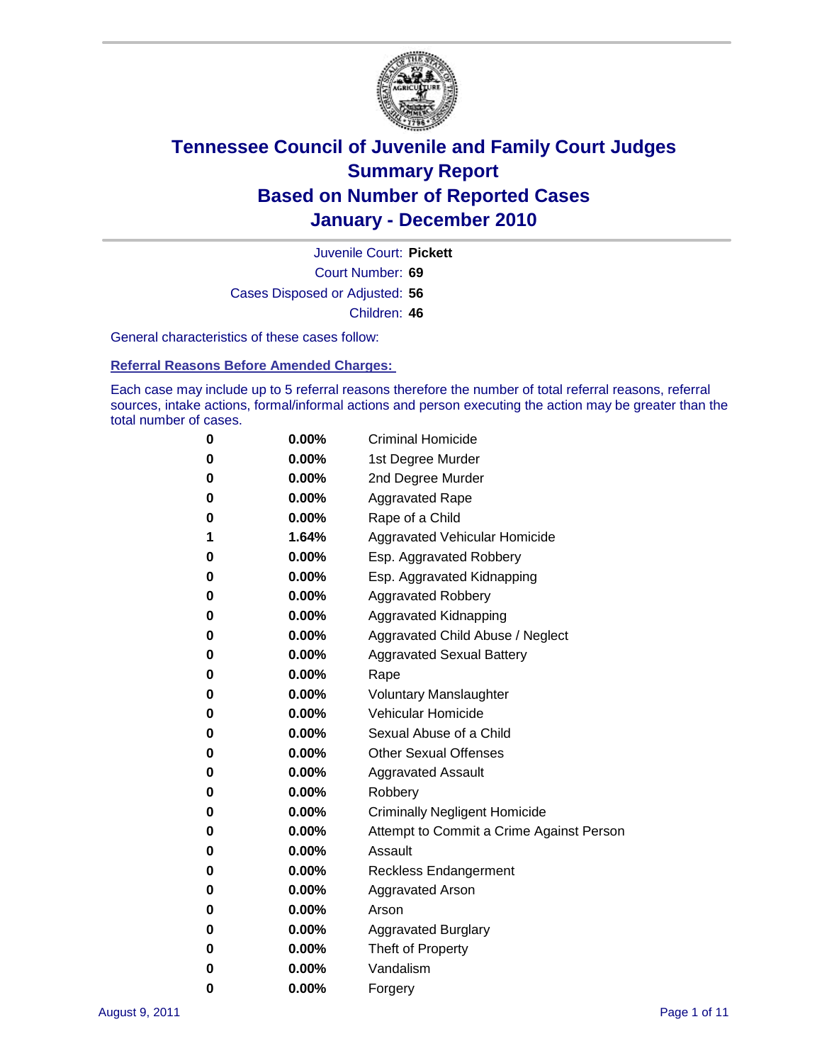# Tennessee Council of Juvenile and Family Court Judges
## Summary Report
## Based on Number of Reported Cases
## January - December 2010

Juvenile Court: **Pickett**

Court Number: **69**

Cases Disposed or Adjusted: **56**

Children: **46**

General characteristics of these cases follow:

### Referral Reasons Before Amended Charges:

Each case may include up to 5 referral reasons therefore the number of total referral reasons, referral sources, intake actions, formal/informal actions and person executing the action may be greater than the total number of cases.

| | | |
|---|---|---|
| 0 | 0.00% | Criminal Homicide |
| 0 | 0.00% | 1st Degree Murder |
| 0 | 0.00% | 2nd Degree Murder |
| 0 | 0.00% | Aggravated Rape |
| 0 | 0.00% | Rape of a Child |
| 1 | 1.64% | Aggravated Vehicular Homicide |
| 0 | 0.00% | Esp. Aggravated Robbery |
| 0 | 0.00% | Esp. Aggravated Kidnapping |
| 0 | 0.00% | Aggravated Robbery |
| 0 | 0.00% | Aggravated Kidnapping |
| 0 | 0.00% | Aggravated Child Abuse / Neglect |
| 0 | 0.00% | Aggravated Sexual Battery |
| 0 | 0.00% | Rape |
| 0 | 0.00% | Voluntary Manslaughter |
| 0 | 0.00% | Vehicular Homicide |
| 0 | 0.00% | Sexual Abuse of a Child |
| 0 | 0.00% | Other Sexual Offenses |
| 0 | 0.00% | Aggravated Assault |
| 0 | 0.00% | Robbery |
| 0 | 0.00% | Criminally Negligent Homicide |
| 0 | 0.00% | Attempt to Commit a Crime Against Person |
| 0 | 0.00% | Assault |
| 0 | 0.00% | Reckless Endangerment |
| 0 | 0.00% | Aggravated Arson |
| 0 | 0.00% | Arson |
| 0 | 0.00% | Aggravated Burglary |
| 0 | 0.00% | Theft of Property |
| 0 | 0.00% | Vandalism |
| 0 | 0.00% | Forgery |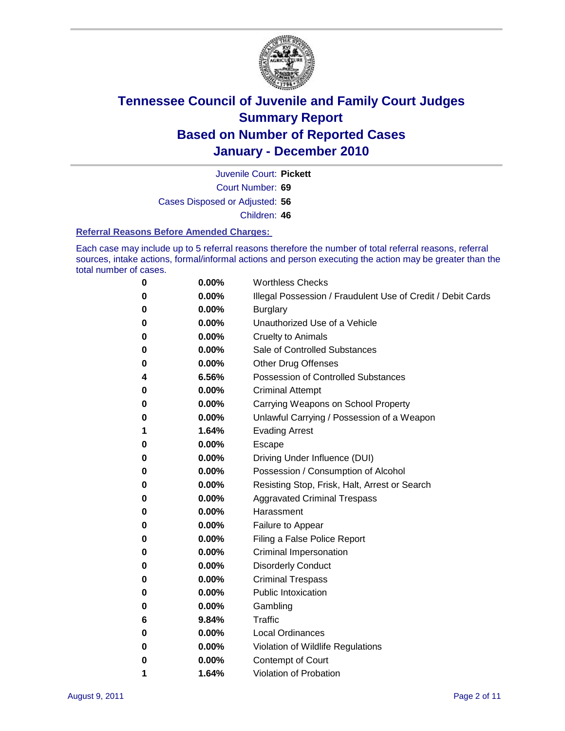# Tennessee Council of Juvenile and Family Court Judges
## Summary Report
## Based on Number of Reported Cases
## January - December 2010

Juvenile Court: **Pickett**

Court Number: **69**

Cases Disposed or Adjusted: **56**

Children: **46**

### Referral Reasons Before Amended Charges:

Each case may include up to 5 referral reasons therefore the number of total referral reasons, referral sources, intake actions, formal/informal actions and person executing the action may be greater than the total number of cases.

| | | |
|---|---|---|
| 0 | 0.00% | Worthless Checks |
| 0 | 0.00% | Illegal Possession / Fraudulent Use of Credit / Debit Cards |
| 0 | 0.00% | Burglary |
| 0 | 0.00% | Unauthorized Use of a Vehicle |
| 0 | 0.00% | Cruelty to Animals |
| 0 | 0.00% | Sale of Controlled Substances |
| 0 | 0.00% | Other Drug Offenses |
| 4 | 6.56% | Possession of Controlled Substances |
| 0 | 0.00% | Criminal Attempt |
| 0 | 0.00% | Carrying Weapons on School Property |
| 0 | 0.00% | Unlawful Carrying / Possession of a Weapon |
| 1 | 1.64% | Evading Arrest |
| 0 | 0.00% | Escape |
| 0 | 0.00% | Driving Under Influence (DUI) |
| 0 | 0.00% | Possession / Consumption of Alcohol |
| 0 | 0.00% | Resisting Stop, Frisk, Halt, Arrest or Search |
| 0 | 0.00% | Aggravated Criminal Trespass |
| 0 | 0.00% | Harassment |
| 0 | 0.00% | Failure to Appear |
| 0 | 0.00% | Filing a False Police Report |
| 0 | 0.00% | Criminal Impersonation |
| 0 | 0.00% | Disorderly Conduct |
| 0 | 0.00% | Criminal Trespass |
| 0 | 0.00% | Public Intoxication |
| 0 | 0.00% | Gambling |
| 6 | 9.84% | Traffic |
| 0 | 0.00% | Local Ordinances |
| 0 | 0.00% | Violation of Wildlife Regulations |
| 0 | 0.00% | Contempt of Court |
| 1 | 1.64% | Violation of Probation |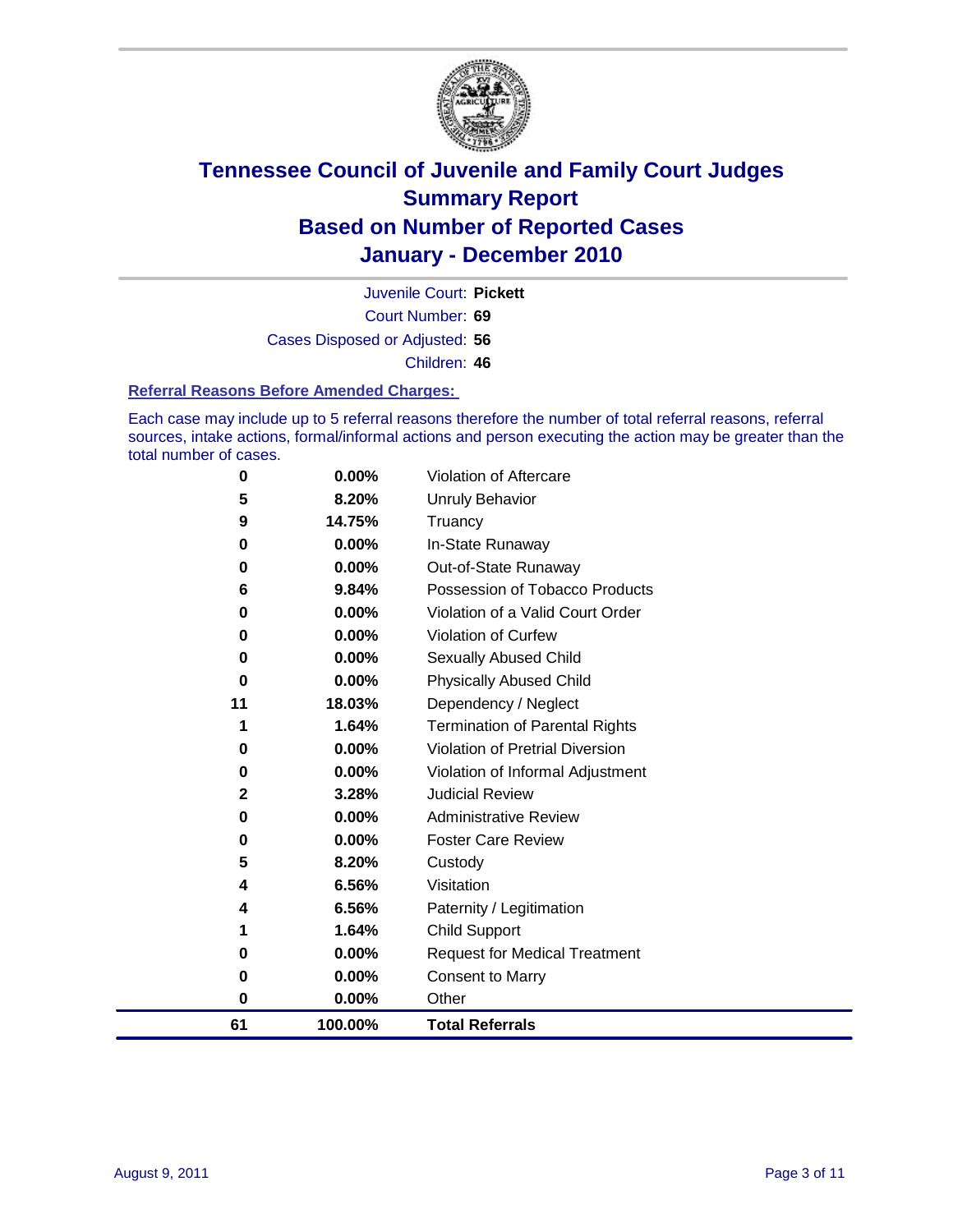# Tennessee Council of Juvenile and Family Court Judges
## Summary Report
## Based on Number of Reported Cases
## January - December 2010

Juvenile Court: **Pickett**

Court Number: **69**

Cases Disposed or Adjusted: **56**

Children: **46**

### Referral Reasons Before Amended Charges:

Each case may include up to 5 referral reasons therefore the number of total referral reasons, referral sources, intake actions, formal/informal actions and person executing the action may be greater than the total number of cases.

| Count | Percent | Referral Reason |
|---|---|---|
| 0 | 0.00% | Violation of Aftercare |
| 5 | 8.20% | Unruly Behavior |
| 9 | 14.75% | Truancy |
| 0 | 0.00% | In-State Runaway |
| 0 | 0.00% | Out-of-State Runaway |
| 6 | 9.84% | Possession of Tobacco Products |
| 0 | 0.00% | Violation of a Valid Court Order |
| 0 | 0.00% | Violation of Curfew |
| 0 | 0.00% | Sexually Abused Child |
| 0 | 0.00% | Physically Abused Child |
| 11 | 18.03% | Dependency / Neglect |
| 1 | 1.64% | Termination of Parental Rights |
| 0 | 0.00% | Violation of Pretrial Diversion |
| 0 | 0.00% | Violation of Informal Adjustment |
| 2 | 3.28% | Judicial Review |
| 0 | 0.00% | Administrative Review |
| 0 | 0.00% | Foster Care Review |
| 5 | 8.20% | Custody |
| 4 | 6.56% | Visitation |
| 4 | 6.56% | Paternity / Legitimation |
| 1 | 1.64% | Child Support |
| 0 | 0.00% | Request for Medical Treatment |
| 0 | 0.00% | Consent to Marry |
| 0 | 0.00% | Other |
| **61** | **100.00%** | **Total Referrals** |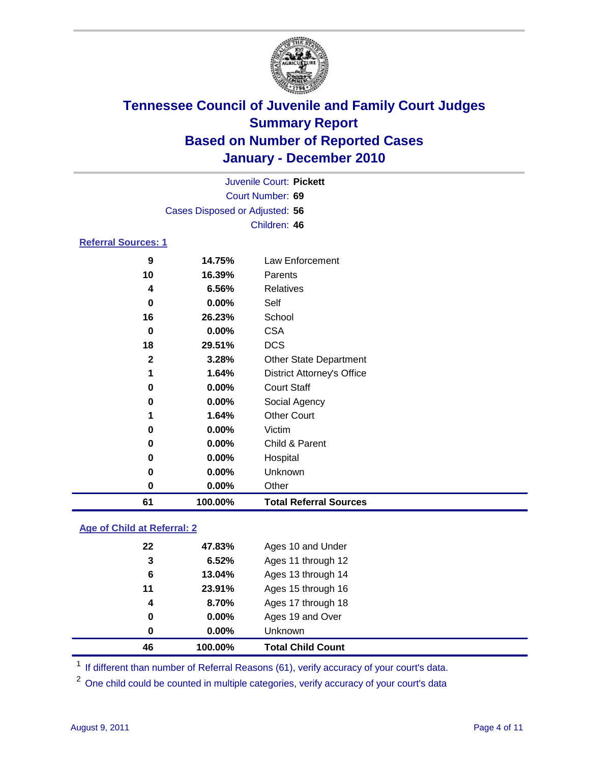# Tennessee Council of Juvenile and Family Court Judges
## Summary Report
## Based on Number of Reported Cases
## January - December 2010

Juvenile Court: **Pickett**

Court Number: **69**

Cases Disposed or Adjusted: **56**

Children: **46**

### Referral Sources: 1

| Count | Percent | Source |
|---|---|---|
| 9 | 14.75% | Law Enforcement |
| 10 | 16.39% | Parents |
| 4 | 6.56% | Relatives |
| 0 | 0.00% | Self |
| 16 | 26.23% | School |
| 0 | 0.00% | CSA |
| 18 | 29.51% | DCS |
| 2 | 3.28% | Other State Department |
| 1 | 1.64% | District Attorney's Office |
| 0 | 0.00% | Court Staff |
| 0 | 0.00% | Social Agency |
| 1 | 1.64% | Other Court |
| 0 | 0.00% | Victim |
| 0 | 0.00% | Child & Parent |
| 0 | 0.00% | Hospital |
| 0 | 0.00% | Unknown |
| 0 | 0.00% | Other |
| **61** | **100.00%** | **Total Referral Sources** |

### Age of Child at Referral: 2

| Count | Percent | Age |
|---|---|---|
| 22 | 47.83% | Ages 10 and Under |
| 3 | 6.52% | Ages 11 through 12 |
| 6 | 13.04% | Ages 13 through 14 |
| 11 | 23.91% | Ages 15 through 16 |
| 4 | 8.70% | Ages 17 through 18 |
| 0 | 0.00% | Ages 19 and Over |
| 0 | 0.00% | Unknown |
| **46** | **100.00%** | **Total Child Count** |

[1] If different than number of Referral Reasons (61), verify accuracy of your court's data.

[2] One child could be counted in multiple categories, verify accuracy of your court's data

August 9, 2011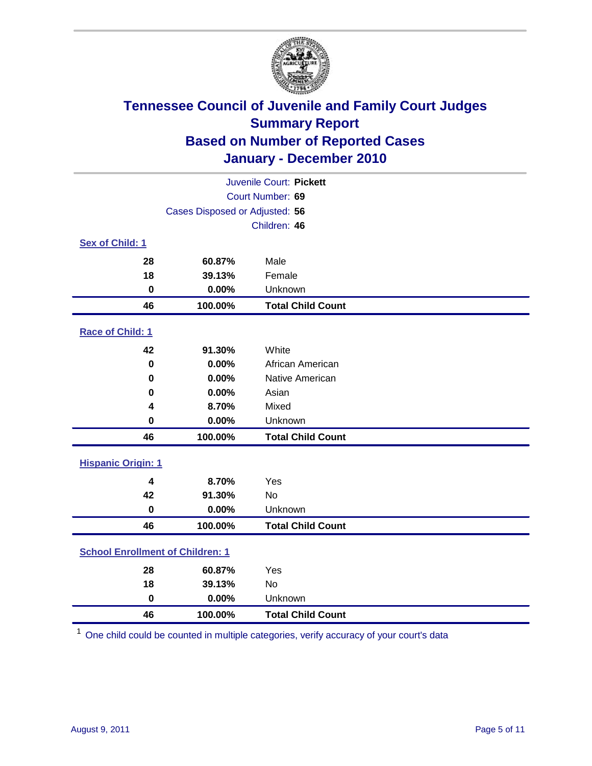# Tennessee Council of Juvenile and Family Court Judges
## Summary Report
## Based on Number of Reported Cases
## January - December 2010

Juvenile Court: **Pickett**

Court Number: **69**

Cases Disposed or Adjusted: **56**

Children: **46**

### Sex of Child: 1

| | | |
|---|---|---|
| 28 | 60.87% | Male |
| 18 | 39.13% | Female |
| 0 | 0.00% | Unknown |
| **46** | **100.00%** | **Total Child Count** |

### Race of Child: 1

| | | |
|---|---|---|
| 42 | 91.30% | White |
| 0 | 0.00% | African American |
| 0 | 0.00% | Native American |
| 0 | 0.00% | Asian |
| 4 | 8.70% | Mixed |
| 0 | 0.00% | Unknown |
| **46** | **100.00%** | **Total Child Count** |

### Hispanic Origin: 1

| | | |
|---|---|---|
| 4 | 8.70% | Yes |
| 42 | 91.30% | No |
| 0 | 0.00% | Unknown |
| **46** | **100.00%** | **Total Child Count** |

### School Enrollment of Children: 1

| | | |
|---|---|---|
| 28 | 60.87% | Yes |
| 18 | 39.13% | No |
| 0 | 0.00% | Unknown |
| **46** | **100.00%** | **Total Child Count** |

[1] One child could be counted in multiple categories, verify accuracy of your court's data

August 9, 2011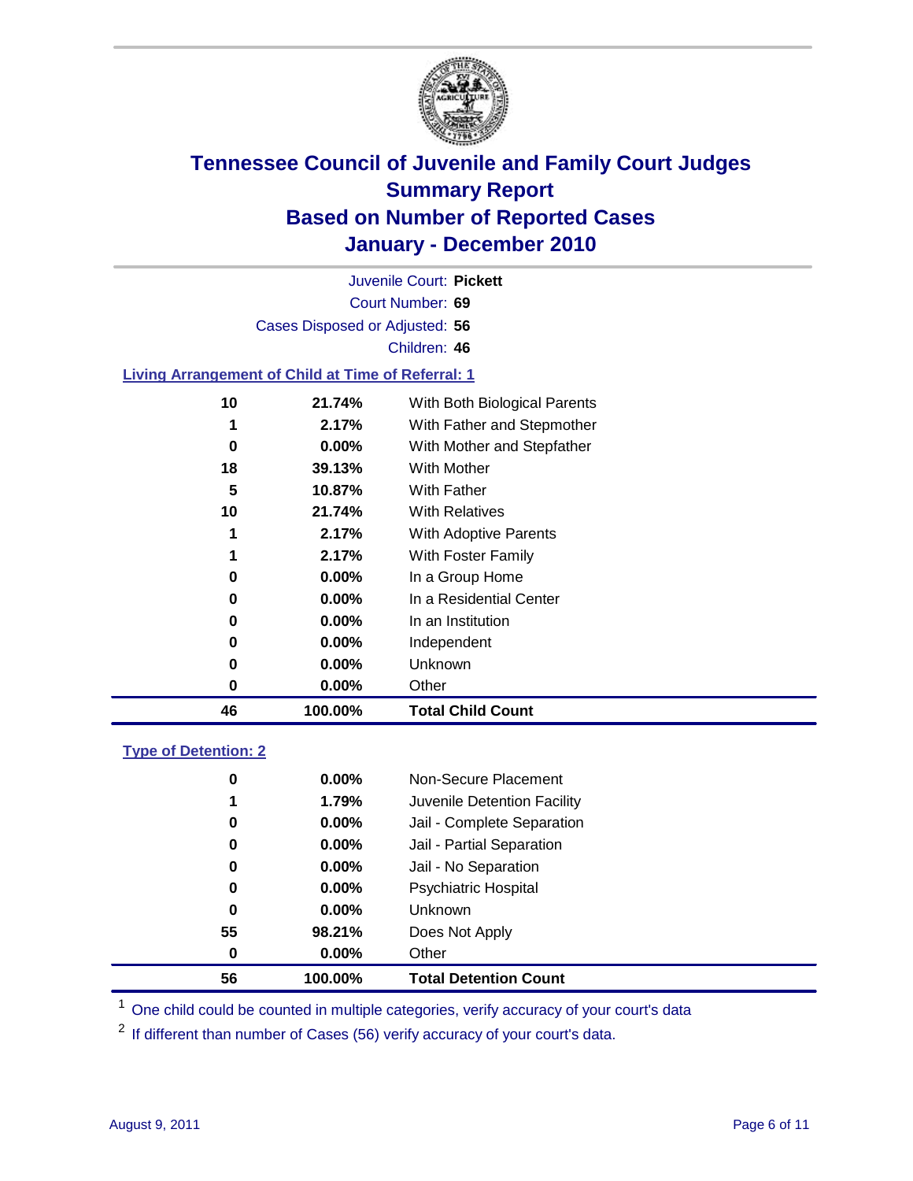# Tennessee Council of Juvenile and Family Court Judges
## Summary Report
## Based on Number of Reported Cases
## January - December 2010

Juvenile Court: **Pickett**

Court Number: **69**

Cases Disposed or Adjusted: **56**

Children: **46**

### Living Arrangement of Child at Time of Referral: 1

| Count | Percent | Category |
|---|---|---|
| 10 | 21.74% | With Both Biological Parents |
| 1 | 2.17% | With Father and Stepmother |
| 0 | 0.00% | With Mother and Stepfather |
| 18 | 39.13% | With Mother |
| 5 | 10.87% | With Father |
| 10 | 21.74% | With Relatives |
| 1 | 2.17% | With Adoptive Parents |
| 1 | 2.17% | With Foster Family |
| 0 | 0.00% | In a Group Home |
| 0 | 0.00% | In a Residential Center |
| 0 | 0.00% | In an Institution |
| 0 | 0.00% | Independent |
| 0 | 0.00% | Unknown |
| 0 | 0.00% | Other |
| **46** | **100.00%** | **Total Child Count** |

### Type of Detention: 2

| Count | Percent | Category |
|---|---|---|
| 0 | 0.00% | Non-Secure Placement |
| 1 | 1.79% | Juvenile Detention Facility |
| 0 | 0.00% | Jail - Complete Separation |
| 0 | 0.00% | Jail - Partial Separation |
| 0 | 0.00% | Jail - No Separation |
| 0 | 0.00% | Psychiatric Hospital |
| 0 | 0.00% | Unknown |
| 55 | 98.21% | Does Not Apply |
| 0 | 0.00% | Other |
| **56** | **100.00%** | **Total Detention Count** |

[1] One child could be counted in multiple categories, verify accuracy of your court's data

[2] If different than number of Cases (56) verify accuracy of your court's data.

August 9, 2011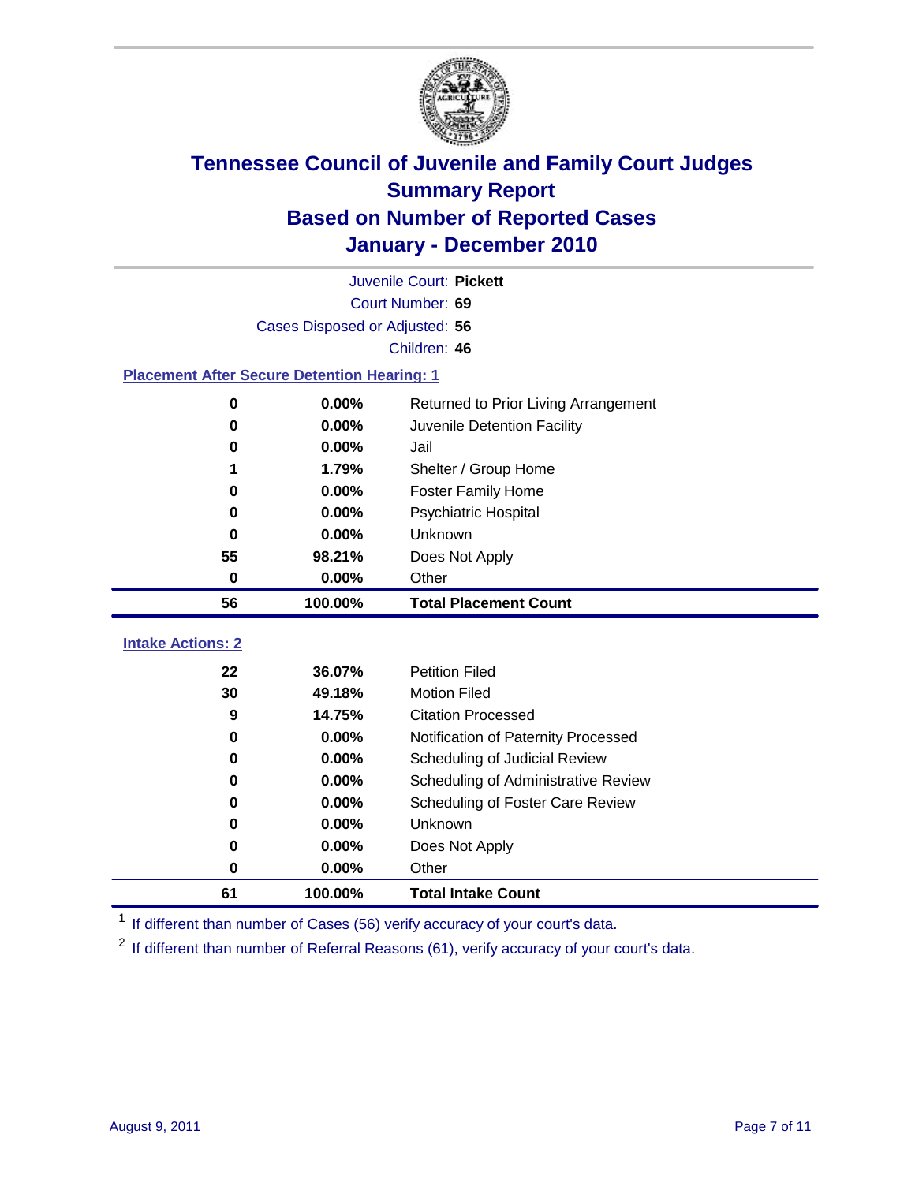# Tennessee Council of Juvenile and Family Court Judges
## Summary Report
## Based on Number of Reported Cases
## January - December 2010

Juvenile Court: **Pickett**

Court Number: **69**

Cases Disposed or Adjusted: **56**

Children: **46**

### Placement After Secure Detention Hearing: 1

| Count | Percent | Placement |
|---|---|---|
| 0 | 0.00% | Returned to Prior Living Arrangement |
| 0 | 0.00% | Juvenile Detention Facility |
| 0 | 0.00% | Jail |
| 1 | 1.79% | Shelter / Group Home |
| 0 | 0.00% | Foster Family Home |
| 0 | 0.00% | Psychiatric Hospital |
| 0 | 0.00% | Unknown |
| 55 | 98.21% | Does Not Apply |
| 0 | 0.00% | Other |
| **56** | **100.00%** | **Total Placement Count** |

### Intake Actions: 2

| Count | Percent | Intake Action |
|---|---|---|
| 22 | 36.07% | Petition Filed |
| 30 | 49.18% | Motion Filed |
| 9 | 14.75% | Citation Processed |
| 0 | 0.00% | Notification of Paternity Processed |
| 0 | 0.00% | Scheduling of Judicial Review |
| 0 | 0.00% | Scheduling of Administrative Review |
| 0 | 0.00% | Scheduling of Foster Care Review |
| 0 | 0.00% | Unknown |
| 0 | 0.00% | Does Not Apply |
| 0 | 0.00% | Other |
| **61** | **100.00%** | **Total Intake Count** |

[1] If different than number of Cases (56) verify accuracy of your court's data.

[2] If different than number of Referral Reasons (61), verify accuracy of your court's data.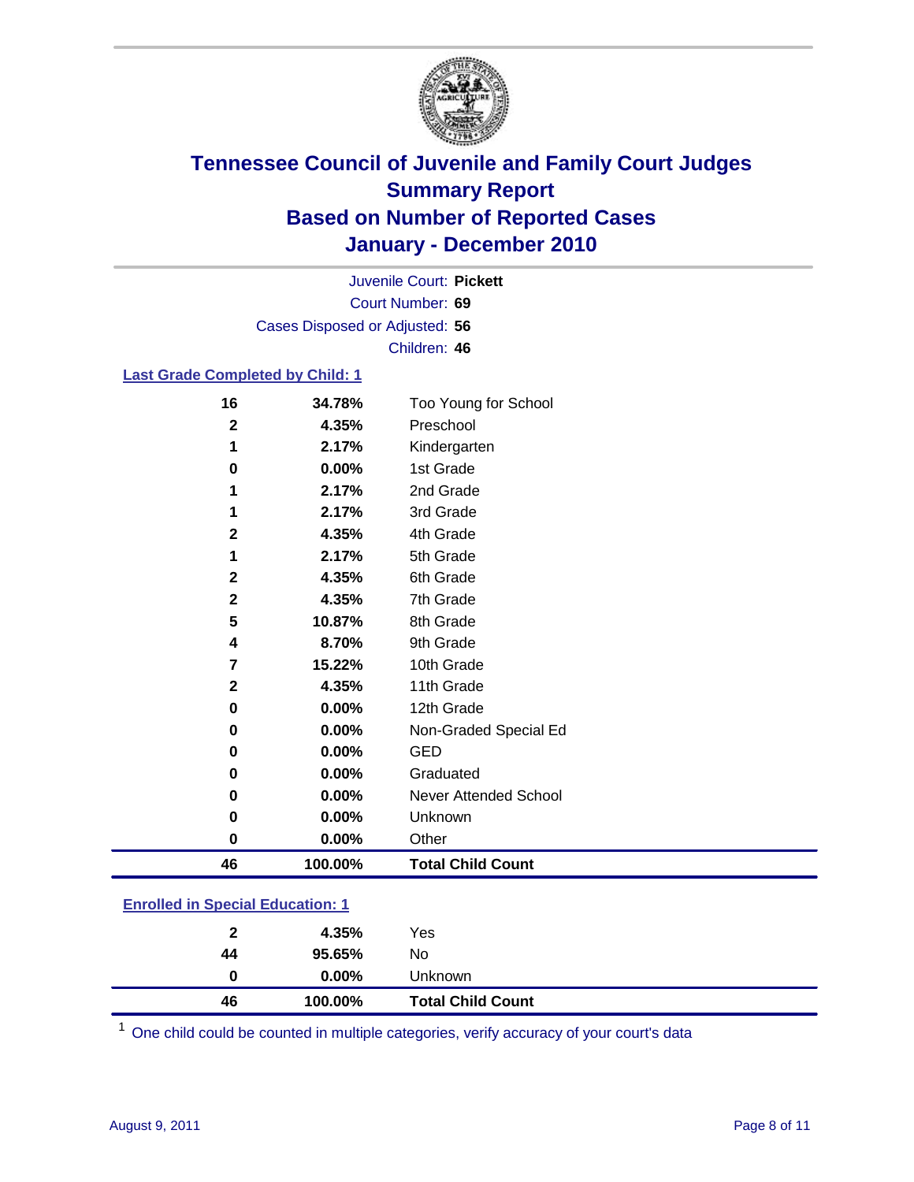# Tennessee Council of Juvenile and Family Court Judges
## Summary Report
## Based on Number of Reported Cases
## January - December 2010

Juvenile Court: **Pickett**
Court Number: **69**
Cases Disposed or Adjusted: **56**
Children: **46**

### Last Grade Completed by Child: 1

| Count | Percent | Category |
|---|---|---|
| 16 | 34.78% | Too Young for School |
| 2 | 4.35% | Preschool |
| 1 | 2.17% | Kindergarten |
| 0 | 0.00% | 1st Grade |
| 1 | 2.17% | 2nd Grade |
| 1 | 2.17% | 3rd Grade |
| 2 | 4.35% | 4th Grade |
| 1 | 2.17% | 5th Grade |
| 2 | 4.35% | 6th Grade |
| 2 | 4.35% | 7th Grade |
| 5 | 10.87% | 8th Grade |
| 4 | 8.70% | 9th Grade |
| 7 | 15.22% | 10th Grade |
| 2 | 4.35% | 11th Grade |
| 0 | 0.00% | 12th Grade |
| 0 | 0.00% | Non-Graded Special Ed |
| 0 | 0.00% | GED |
| 0 | 0.00% | Graduated |
| 0 | 0.00% | Never Attended School |
| 0 | 0.00% | Unknown |
| 0 | 0.00% | Other |
| **46** | **100.00%** | **Total Child Count** |

### Enrolled in Special Education: 1

| Count | Percent | Category |
|---|---|---|
| 2 | 4.35% | Yes |
| 44 | 95.65% | No |
| 0 | 0.00% | Unknown |
| **46** | **100.00%** | **Total Child Count** |

[1] One child could be counted in multiple categories, verify accuracy of your court's data

August 9, 2011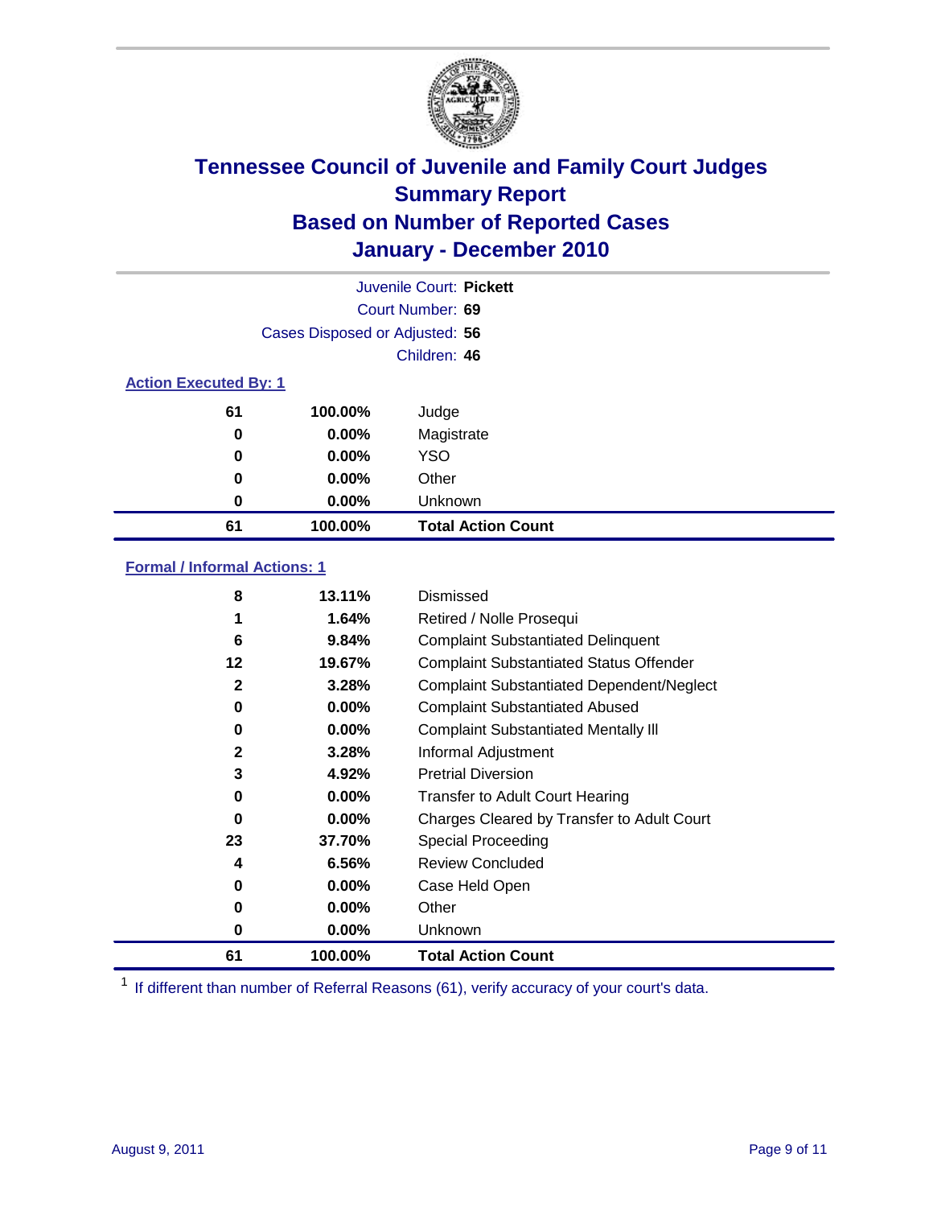# Tennessee Council of Juvenile and Family Court Judges
## Summary Report
## Based on Number of Reported Cases
## January - December 2010

Juvenile Court: **Pickett**

Court Number: **69**

Cases Disposed or Adjusted: **56**

Children: **46**

### Action Executed By: 1

| Count | Percent | Action |
|---|---|---|
| 61 | 100.00% | Judge |
| 0 | 0.00% | Magistrate |
| 0 | 0.00% | YSO |
| 0 | 0.00% | Other |
| 0 | 0.00% | Unknown |
| **61** | **100.00%** | **Total Action Count** |

### Formal / Informal Actions: 1

| Count | Percent | Action |
|---|---|---|
| 8 | 13.11% | Dismissed |
| 1 | 1.64% | Retired / Nolle Prosequi |
| 6 | 9.84% | Complaint Substantiated Delinquent |
| 12 | 19.67% | Complaint Substantiated Status Offender |
| 2 | 3.28% | Complaint Substantiated Dependent/Neglect |
| 0 | 0.00% | Complaint Substantiated Abused |
| 0 | 0.00% | Complaint Substantiated Mentally Ill |
| 2 | 3.28% | Informal Adjustment |
| 3 | 4.92% | Pretrial Diversion |
| 0 | 0.00% | Transfer to Adult Court Hearing |
| 0 | 0.00% | Charges Cleared by Transfer to Adult Court |
| 23 | 37.70% | Special Proceeding |
| 4 | 6.56% | Review Concluded |
| 0 | 0.00% | Case Held Open |
| 0 | 0.00% | Other |
| 0 | 0.00% | Unknown |
| **61** | **100.00%** | **Total Action Count** |

[1] If different than number of Referral Reasons (61), verify accuracy of your court's data.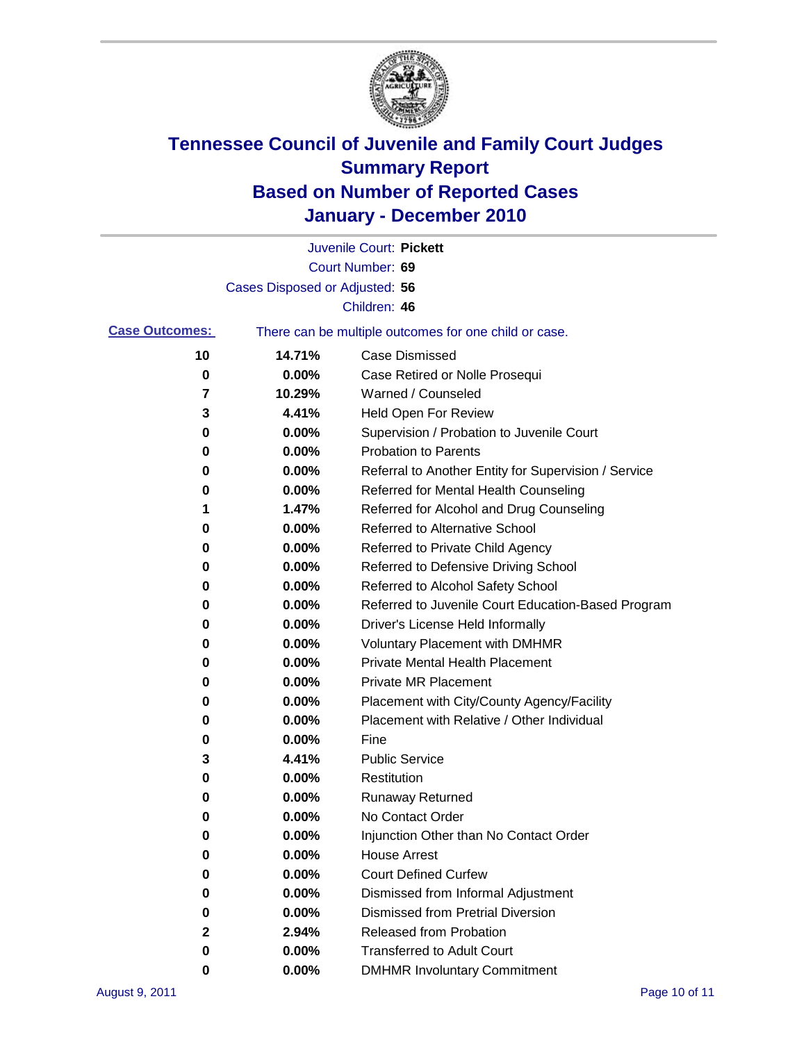# Tennessee Council of Juvenile and Family Court Judges
## Summary Report
## Based on Number of Reported Cases
## January - December 2010

Juvenile Court: **Pickett**

Court Number: **69**

Cases Disposed or Adjusted: **56**

Children: **46**

**Case Outcomes:** There can be multiple outcomes for one child or case.

| Count | Percent | Outcome |
|---|---|---|
| 10 | 14.71% | Case Dismissed |
| 0 | 0.00% | Case Retired or Nolle Prosequi |
| 7 | 10.29% | Warned / Counseled |
| 3 | 4.41% | Held Open For Review |
| 0 | 0.00% | Supervision / Probation to Juvenile Court |
| 0 | 0.00% | Probation to Parents |
| 0 | 0.00% | Referral to Another Entity for Supervision / Service |
| 0 | 0.00% | Referred for Mental Health Counseling |
| 1 | 1.47% | Referred for Alcohol and Drug Counseling |
| 0 | 0.00% | Referred to Alternative School |
| 0 | 0.00% | Referred to Private Child Agency |
| 0 | 0.00% | Referred to Defensive Driving School |
| 0 | 0.00% | Referred to Alcohol Safety School |
| 0 | 0.00% | Referred to Juvenile Court Education-Based Program |
| 0 | 0.00% | Driver's License Held Informally |
| 0 | 0.00% | Voluntary Placement with DMHMR |
| 0 | 0.00% | Private Mental Health Placement |
| 0 | 0.00% | Private MR Placement |
| 0 | 0.00% | Placement with City/County Agency/Facility |
| 0 | 0.00% | Placement with Relative / Other Individual |
| 0 | 0.00% | Fine |
| 3 | 4.41% | Public Service |
| 0 | 0.00% | Restitution |
| 0 | 0.00% | Runaway Returned |
| 0 | 0.00% | No Contact Order |
| 0 | 0.00% | Injunction Other than No Contact Order |
| 0 | 0.00% | House Arrest |
| 0 | 0.00% | Court Defined Curfew |
| 0 | 0.00% | Dismissed from Informal Adjustment |
| 0 | 0.00% | Dismissed from Pretrial Diversion |
| 2 | 2.94% | Released from Probation |
| 0 | 0.00% | Transferred to Adult Court |
| 0 | 0.00% | DMHMR Involuntary Commitment |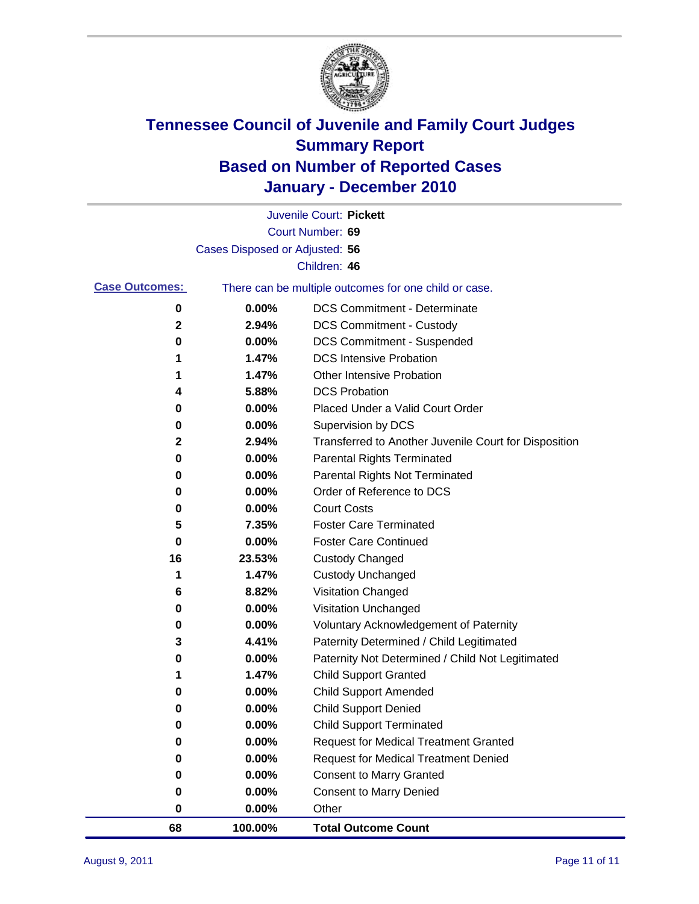# Tennessee Council of Juvenile and Family Court Judges
## Summary Report
## Based on Number of Reported Cases
## January - December 2010

Juvenile Court: **Pickett**

Court Number: **69**

Cases Disposed or Adjusted: **56**

Children: **46**

**Case Outcomes:** There can be multiple outcomes for one child or case.

| | | |
|---|---|---|
| 0 | 0.00% | DCS Commitment - Determinate |
| 2 | 2.94% | DCS Commitment - Custody |
| 0 | 0.00% | DCS Commitment - Suspended |
| 1 | 1.47% | DCS Intensive Probation |
| 1 | 1.47% | Other Intensive Probation |
| 4 | 5.88% | DCS Probation |
| 0 | 0.00% | Placed Under a Valid Court Order |
| 0 | 0.00% | Supervision by DCS |
| 2 | 2.94% | Transferred to Another Juvenile Court for Disposition |
| 0 | 0.00% | Parental Rights Terminated |
| 0 | 0.00% | Parental Rights Not Terminated |
| 0 | 0.00% | Order of Reference to DCS |
| 0 | 0.00% | Court Costs |
| 5 | 7.35% | Foster Care Terminated |
| 0 | 0.00% | Foster Care Continued |
| 16 | 23.53% | Custody Changed |
| 1 | 1.47% | Custody Unchanged |
| 6 | 8.82% | Visitation Changed |
| 0 | 0.00% | Visitation Unchanged |
| 0 | 0.00% | Voluntary Acknowledgement of Paternity |
| 3 | 4.41% | Paternity Determined / Child Legitimated |
| 0 | 0.00% | Paternity Not Determined / Child Not Legitimated |
| 1 | 1.47% | Child Support Granted |
| 0 | 0.00% | Child Support Amended |
| 0 | 0.00% | Child Support Denied |
| 0 | 0.00% | Child Support Terminated |
| 0 | 0.00% | Request for Medical Treatment Granted |
| 0 | 0.00% | Request for Medical Treatment Denied |
| 0 | 0.00% | Consent to Marry Granted |
| 0 | 0.00% | Consent to Marry Denied |
| 0 | 0.00% | Other |
| **68** | **100.00%** | **Total Outcome Count** |